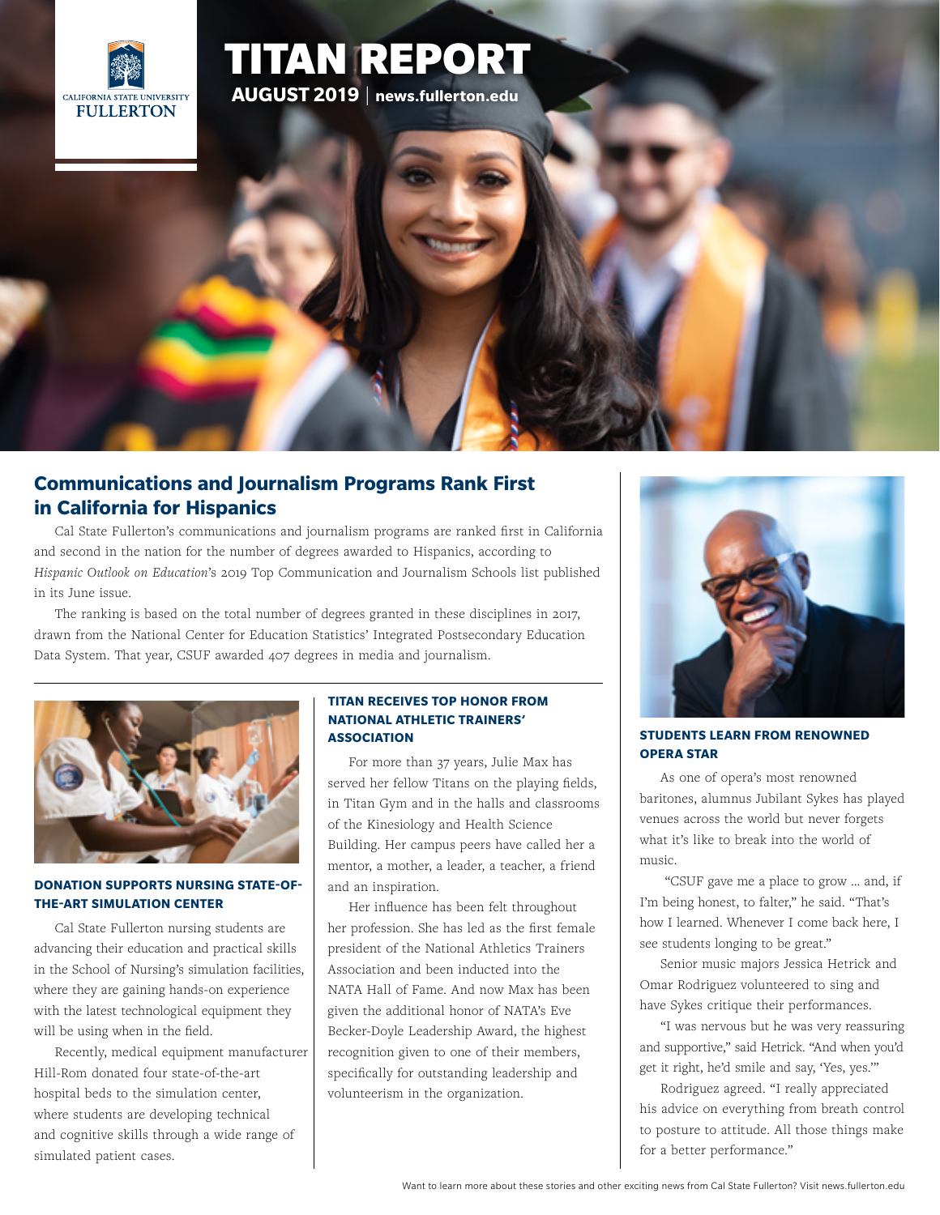# TITAN REPORT

**AUGUST 2019** | **news.fullerton.edu**

## Communications and Journalism Programs Rank First in California for Hispanics

Cal State Fullerton's communications and journalism programs are ranked first in California and second in the nation for the number of degrees awarded to Hispanics, according to *Hispanic Outlook on Education*'s 2019 Top Communication and Journalism Schools list published in its June issue.

The ranking is based on the total number of degrees granted in these disciplines in 2017, drawn from the National Center for Education Statistics' Integrated Postsecondary Education Data System. That year, CSUF awarded 407 degrees in media and journalism.

### DONATION SUPPORTS NURSING STATE-OF-THE-ART SIMULATION CENTER

Cal State Fullerton nursing students are advancing their education and practical skills in the School of Nursing's simulation facilities, where they are gaining hands-on experience with the latest technological equipment they will be using when in the field.

Recently, medical equipment manufacturer Hill-Rom donated four state-of-the-art hospital beds to the simulation center, where students are developing technical and cognitive skills through a wide range of simulated patient cases.

### TITAN RECEIVES TOP HONOR FROM NATIONAL ATHLETIC TRAINERS' ASSOCIATION

For more than 37 years, Julie Max has served her fellow Titans on the playing fields, in Titan Gym and in the halls and classrooms of the Kinesiology and Health Science Building. Her campus peers have called her a mentor, a mother, a leader, a teacher, a friend and an inspiration.

Her influence has been felt throughout her profession. She has led as the first female president of the National Athletics Trainers Association and been inducted into the NATA Hall of Fame. And now Max has been given the additional honor of NATA's Eve Becker-Doyle Leadership Award, the highest recognition given to one of their members, specifically for outstanding leadership and volunteerism in the organization.

### STUDENTS LEARN FROM RENOWNED OPERA STAR

As one of opera's most renowned baritones, alumnus Jubilant Sykes has played venues across the world but never forgets what it's like to break into the world of music.

"CSUF gave me a place to grow … and, if I'm being honest, to falter," he said. "That's how I learned. Whenever I come back here, I see students longing to be great."

Senior music majors Jessica Hetrick and Omar Rodriguez volunteered to sing and have Sykes critique their performances.

"I was nervous but he was very reassuring and supportive," said Hetrick. "And when you'd get it right, he'd smile and say, 'Yes, yes.'"

Rodriguez agreed. "I really appreciated his advice on everything from breath control to posture to attitude. All those things make for a better performance."

Want to learn more about these stories and other exciting news from Cal State Fullerton? Visit news.fullerton.edu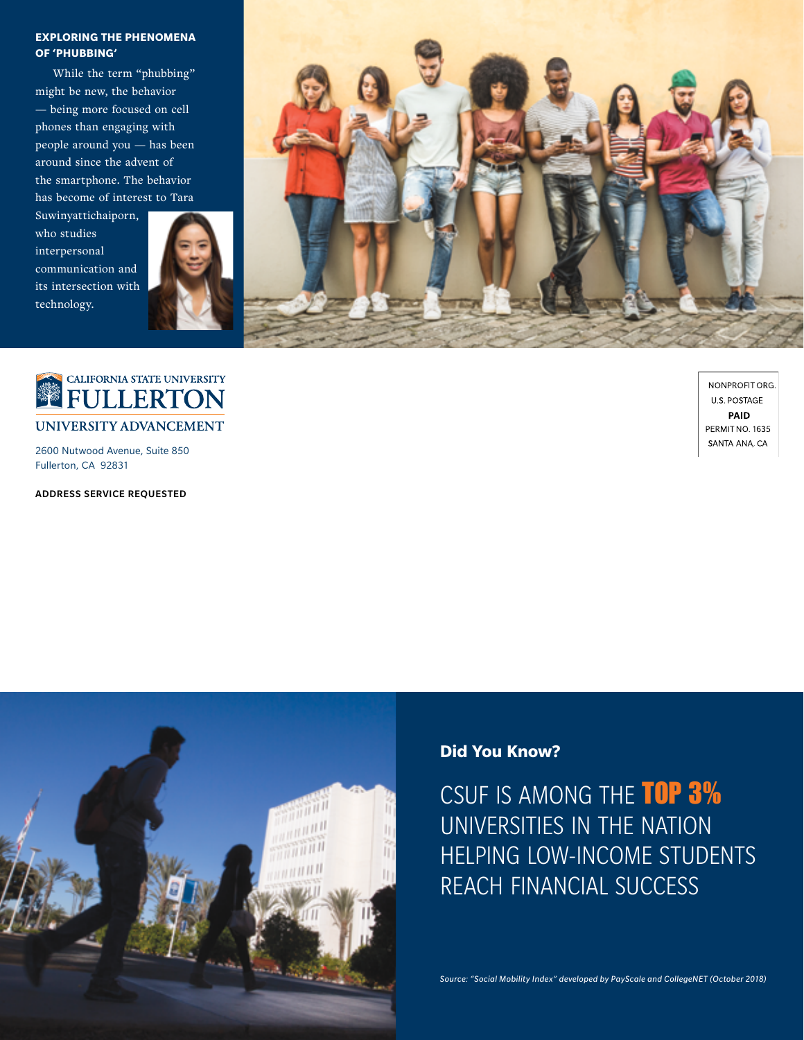**EXPLORING THE PHENOMENA OF 'PHUBBING'**

While the term "phubbing" might be new, the behavior — being more focused on cell phones than engaging with people around you — has been around since the advent of the smartphone. The behavior has become of interest to Tara Suwinyattichaiporn, who studies interpersonal communication and its intersection with technology.

CALIFORNIA STATE UNIVERSITY
FULLERTON
UNIVERSITY ADVANCEMENT

2600 Nutwood Avenue, Suite 850
Fullerton, CA 92831

**ADDRESS SERVICE REQUESTED**

NONPROFIT ORG.
U.S. POSTAGE
**PAID**
PERMIT NO. 1635
SANTA ANA, CA

## Did You Know?

CSUF IS AMONG THE **TOP 3%** UNIVERSITIES IN THE NATION HELPING LOW-INCOME STUDENTS REACH FINANCIAL SUCCESS

*Source: "Social Mobility Index" developed by PayScale and CollegeNET (October 2018)*